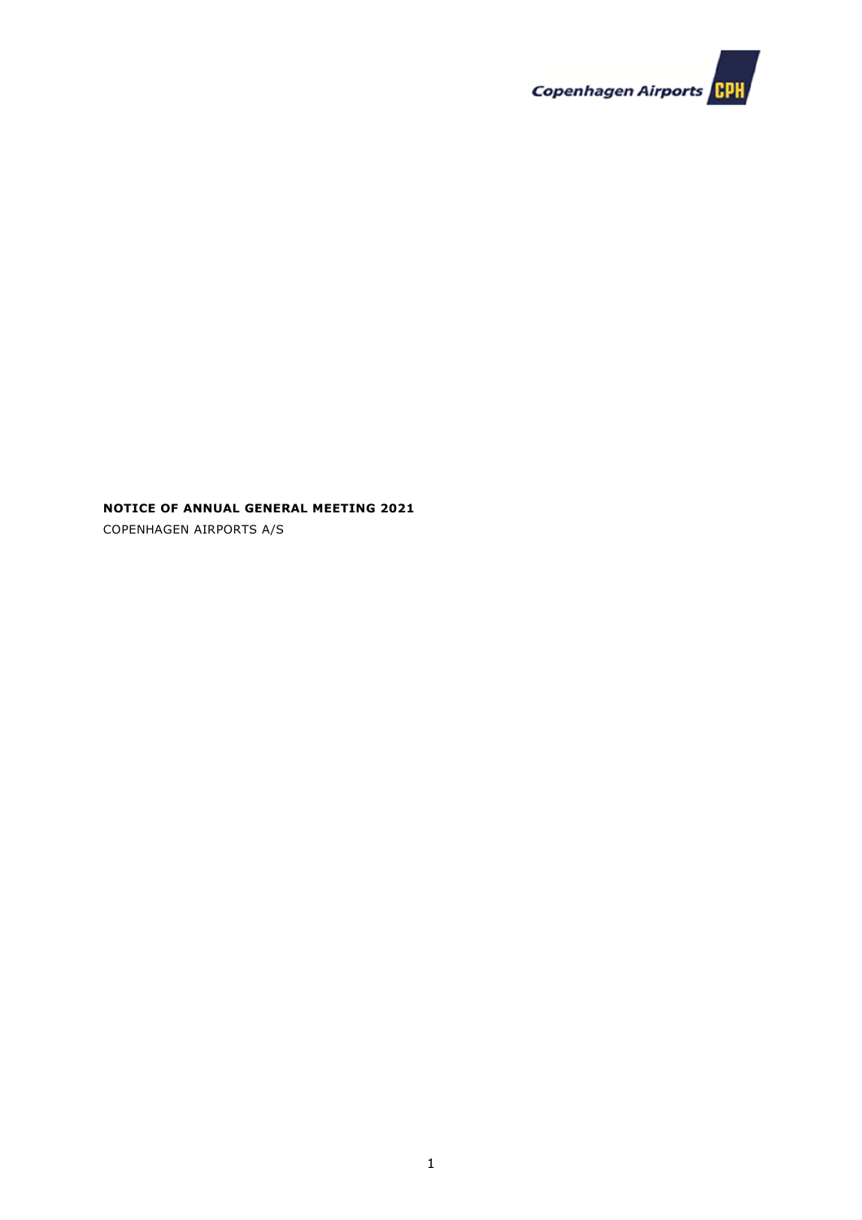**NOTICE OF ANNUAL GENERAL MEETING 2021**

COPENHAGEN AIRPORTS A/S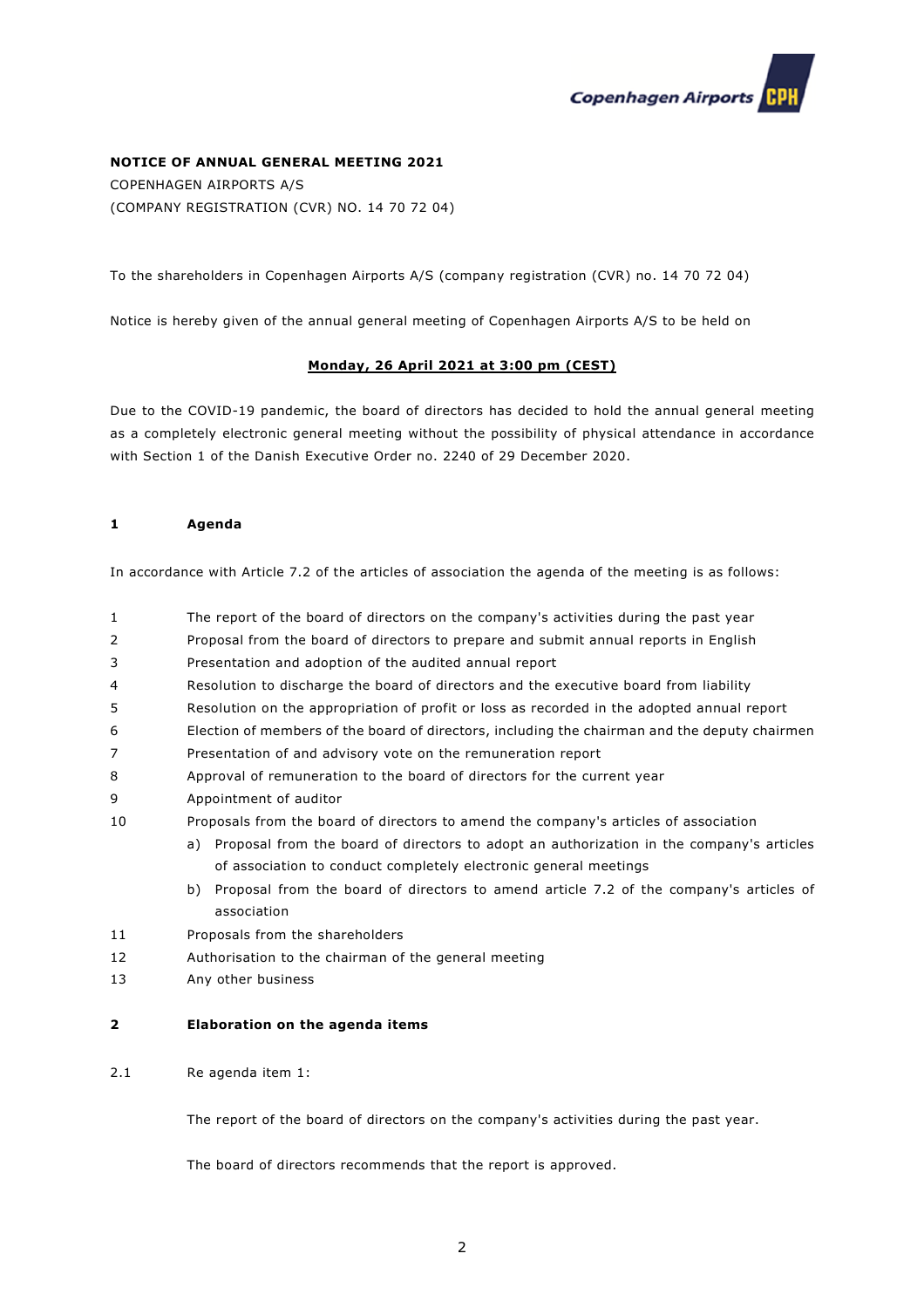**NOTICE OF ANNUAL GENERAL MEETING 2021**

COPENHAGEN AIRPORTS A/S

(COMPANY REGISTRATION (CVR) NO. 14 70 72 04)

To the shareholders in Copenhagen Airports A/S (company registration (CVR) no. 14 70 72 04)

Notice is hereby given of the annual general meeting of Copenhagen Airports A/S to be held on

**Monday, 26 April 2021 at 3:00 pm (CEST)**

Due to the COVID-19 pandemic, the board of directors has decided to hold the annual general meeting as a completely electronic general meeting without the possibility of physical attendance in accordance with Section 1 of the Danish Executive Order no. 2240 of 29 December 2020.

## 1 Agenda

In accordance with Article 7.2 of the articles of association the agenda of the meeting is as follows:

1. The report of the board of directors on the company's activities during the past year
2. Proposal from the board of directors to prepare and submit annual reports in English
3. Presentation and adoption of the audited annual report
4. Resolution to discharge the board of directors and the executive board from liability
5. Resolution on the appropriation of profit or loss as recorded in the adopted annual report
6. Election of members of the board of directors, including the chairman and the deputy chairmen
7. Presentation of and advisory vote on the remuneration report
8. Approval of remuneration to the board of directors for the current year
9. Appointment of auditor
10. Proposals from the board of directors to amend the company's articles of association
    a) Proposal from the board of directors to adopt an authorization in the company's articles of association to conduct completely electronic general meetings
    b) Proposal from the board of directors to amend article 7.2 of the company's articles of association
11. Proposals from the shareholders
12. Authorisation to the chairman of the general meeting
13. Any other business

## 2 Elaboration on the agenda items

2.1 Re agenda item 1:

The report of the board of directors on the company's activities during the past year.

The board of directors recommends that the report is approved.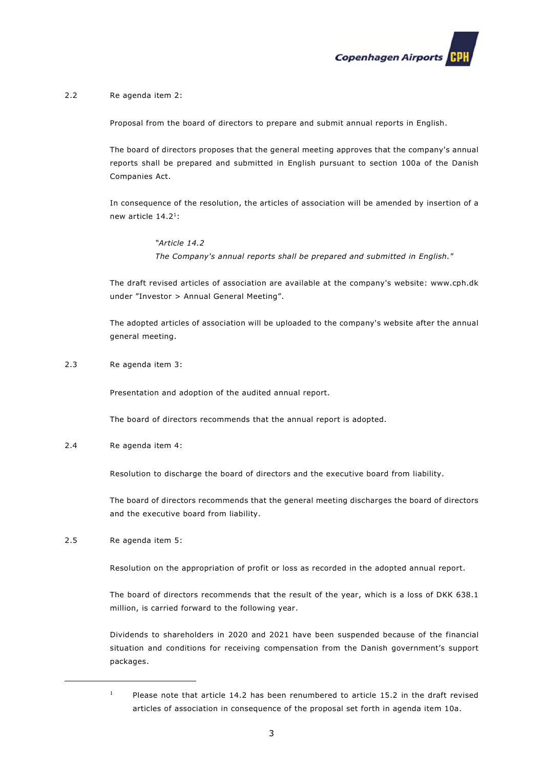2.2 Re agenda item 2:

Proposal from the board of directors to prepare and submit annual reports in English.

The board of directors proposes that the general meeting approves that the company's annual reports shall be prepared and submitted in English pursuant to section 100a of the Danish Companies Act.

In consequence of the resolution, the articles of association will be amended by insertion of a new article 14.2[1]:

> *"Article 14.2*
> *The Company's annual reports shall be prepared and submitted in English."*

The draft revised articles of association are available at the company's website: www.cph.dk under "Investor > Annual General Meeting".

The adopted articles of association will be uploaded to the company's website after the annual general meeting.

2.3 Re agenda item 3:

Presentation and adoption of the audited annual report.

The board of directors recommends that the annual report is adopted.

2.4 Re agenda item 4:

Resolution to discharge the board of directors and the executive board from liability.

The board of directors recommends that the general meeting discharges the board of directors and the executive board from liability.

2.5 Re agenda item 5:

Resolution on the appropriation of profit or loss as recorded in the adopted annual report.

The board of directors recommends that the result of the year, which is a loss of DKK 638.1 million, is carried forward to the following year.

Dividends to shareholders in 2020 and 2021 have been suspended because of the financial situation and conditions for receiving compensation from the Danish government's support packages.

---

[1] Please note that article 14.2 has been renumbered to article 15.2 in the draft revised articles of association in consequence of the proposal set forth in agenda item 10a.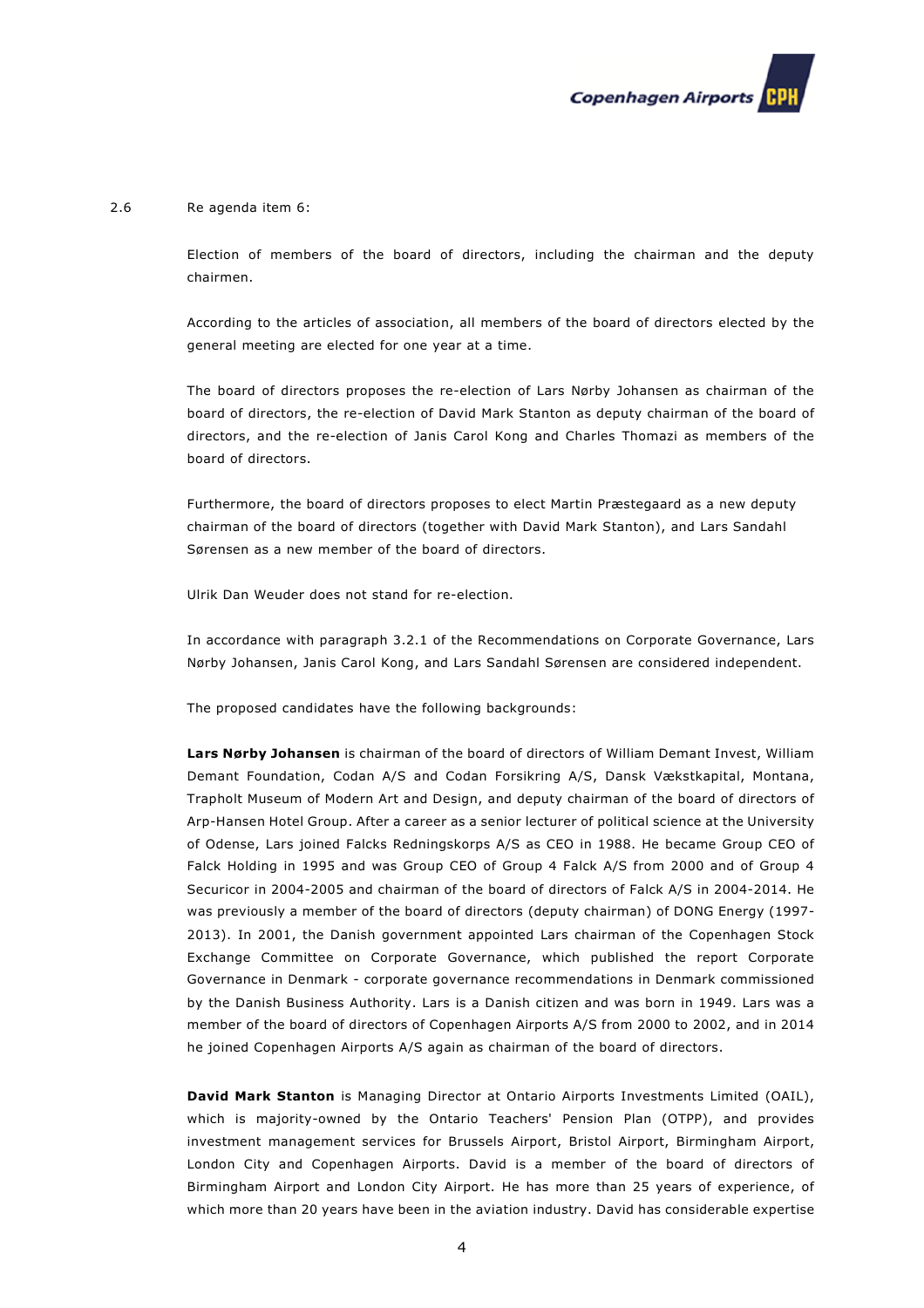2.6 Re agenda item 6:

Election of members of the board of directors, including the chairman and the deputy chairmen.

According to the articles of association, all members of the board of directors elected by the general meeting are elected for one year at a time.

The board of directors proposes the re-election of Lars Nørby Johansen as chairman of the board of directors, the re-election of David Mark Stanton as deputy chairman of the board of directors, and the re-election of Janis Carol Kong and Charles Thomazi as members of the board of directors.

Furthermore, the board of directors proposes to elect Martin Præstegaard as a new deputy chairman of the board of directors (together with David Mark Stanton), and Lars Sandahl Sørensen as a new member of the board of directors.

Ulrik Dan Weuder does not stand for re-election.

In accordance with paragraph 3.2.1 of the Recommendations on Corporate Governance, Lars Nørby Johansen, Janis Carol Kong, and Lars Sandahl Sørensen are considered independent.

The proposed candidates have the following backgrounds:

**Lars Nørby Johansen** is chairman of the board of directors of William Demant Invest, William Demant Foundation, Codan A/S and Codan Forsikring A/S, Dansk Vækstkapital, Montana, Trapholt Museum of Modern Art and Design, and deputy chairman of the board of directors of Arp-Hansen Hotel Group. After a career as a senior lecturer of political science at the University of Odense, Lars joined Falcks Redningskorps A/S as CEO in 1988. He became Group CEO of Falck Holding in 1995 and was Group CEO of Group 4 Falck A/S from 2000 and of Group 4 Securicor in 2004-2005 and chairman of the board of directors of Falck A/S in 2004-2014. He was previously a member of the board of directors (deputy chairman) of DONG Energy (1997-2013). In 2001, the Danish government appointed Lars chairman of the Copenhagen Stock Exchange Committee on Corporate Governance, which published the report Corporate Governance in Denmark - corporate governance recommendations in Denmark commissioned by the Danish Business Authority. Lars is a Danish citizen and was born in 1949. Lars was a member of the board of directors of Copenhagen Airports A/S from 2000 to 2002, and in 2014 he joined Copenhagen Airports A/S again as chairman of the board of directors.

**David Mark Stanton** is Managing Director at Ontario Airports Investments Limited (OAIL), which is majority-owned by the Ontario Teachers' Pension Plan (OTPP), and provides investment management services for Brussels Airport, Bristol Airport, Birmingham Airport, London City and Copenhagen Airports. David is a member of the board of directors of Birmingham Airport and London City Airport. He has more than 25 years of experience, of which more than 20 years have been in the aviation industry. David has considerable expertise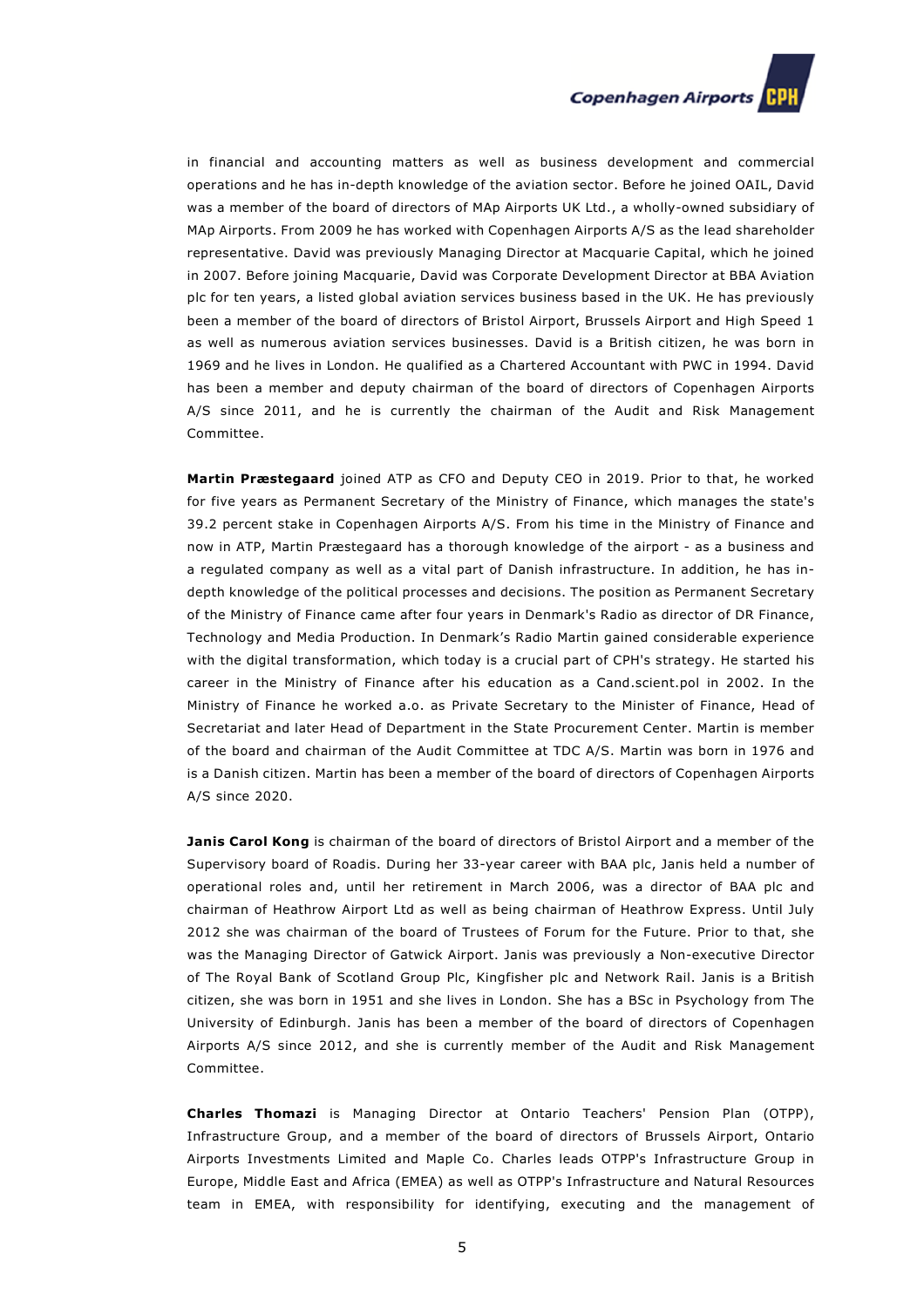in financial and accounting matters as well as business development and commercial operations and he has in-depth knowledge of the aviation sector. Before he joined OAIL, David was a member of the board of directors of MAp Airports UK Ltd., a wholly-owned subsidiary of MAp Airports. From 2009 he has worked with Copenhagen Airports A/S as the lead shareholder representative. David was previously Managing Director at Macquarie Capital, which he joined in 2007. Before joining Macquarie, David was Corporate Development Director at BBA Aviation plc for ten years, a listed global aviation services business based in the UK. He has previously been a member of the board of directors of Bristol Airport, Brussels Airport and High Speed 1 as well as numerous aviation services businesses. David is a British citizen, he was born in 1969 and he lives in London. He qualified as a Chartered Accountant with PWC in 1994. David has been a member and deputy chairman of the board of directors of Copenhagen Airports A/S since 2011, and he is currently the chairman of the Audit and Risk Management Committee.

**Martin Præstegaard** joined ATP as CFO and Deputy CEO in 2019. Prior to that, he worked for five years as Permanent Secretary of the Ministry of Finance, which manages the state's 39.2 percent stake in Copenhagen Airports A/S. From his time in the Ministry of Finance and now in ATP, Martin Præstegaard has a thorough knowledge of the airport - as a business and a regulated company as well as a vital part of Danish infrastructure. In addition, he has in-depth knowledge of the political processes and decisions. The position as Permanent Secretary of the Ministry of Finance came after four years in Denmark's Radio as director of DR Finance, Technology and Media Production. In Denmark's Radio Martin gained considerable experience with the digital transformation, which today is a crucial part of CPH's strategy. He started his career in the Ministry of Finance after his education as a Cand.scient.pol in 2002. In the Ministry of Finance he worked a.o. as Private Secretary to the Minister of Finance, Head of Secretariat and later Head of Department in the State Procurement Center. Martin is member of the board and chairman of the Audit Committee at TDC A/S. Martin was born in 1976 and is a Danish citizen. Martin has been a member of the board of directors of Copenhagen Airports A/S since 2020.

**Janis Carol Kong** is chairman of the board of directors of Bristol Airport and a member of the Supervisory board of Roadis. During her 33-year career with BAA plc, Janis held a number of operational roles and, until her retirement in March 2006, was a director of BAA plc and chairman of Heathrow Airport Ltd as well as being chairman of Heathrow Express. Until July 2012 she was chairman of the board of Trustees of Forum for the Future. Prior to that, she was the Managing Director of Gatwick Airport. Janis was previously a Non-executive Director of The Royal Bank of Scotland Group Plc, Kingfisher plc and Network Rail. Janis is a British citizen, she was born in 1951 and she lives in London. She has a BSc in Psychology from The University of Edinburgh. Janis has been a member of the board of directors of Copenhagen Airports A/S since 2012, and she is currently member of the Audit and Risk Management Committee.

**Charles Thomazi** is Managing Director at Ontario Teachers' Pension Plan (OTPP), Infrastructure Group, and a member of the board of directors of Brussels Airport, Ontario Airports Investments Limited and Maple Co. Charles leads OTPP's Infrastructure Group in Europe, Middle East and Africa (EMEA) as well as OTPP's Infrastructure and Natural Resources team in EMEA, with responsibility for identifying, executing and the management of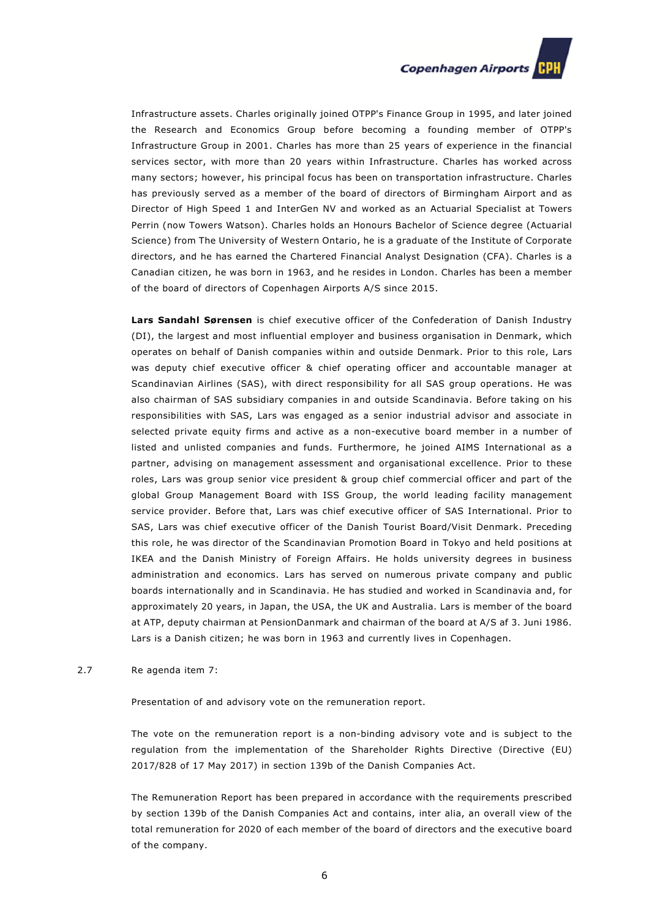Infrastructure assets. Charles originally joined OTPP's Finance Group in 1995, and later joined the Research and Economics Group before becoming a founding member of OTPP's Infrastructure Group in 2001. Charles has more than 25 years of experience in the financial services sector, with more than 20 years within Infrastructure. Charles has worked across many sectors; however, his principal focus has been on transportation infrastructure. Charles has previously served as a member of the board of directors of Birmingham Airport and as Director of High Speed 1 and InterGen NV and worked as an Actuarial Specialist at Towers Perrin (now Towers Watson). Charles holds an Honours Bachelor of Science degree (Actuarial Science) from The University of Western Ontario, he is a graduate of the Institute of Corporate directors, and he has earned the Chartered Financial Analyst Designation (CFA). Charles is a Canadian citizen, he was born in 1963, and he resides in London. Charles has been a member of the board of directors of Copenhagen Airports A/S since 2015.

**Lars Sandahl Sørensen** is chief executive officer of the Confederation of Danish Industry (DI), the largest and most influential employer and business organisation in Denmark, which operates on behalf of Danish companies within and outside Denmark. Prior to this role, Lars was deputy chief executive officer & chief operating officer and accountable manager at Scandinavian Airlines (SAS), with direct responsibility for all SAS group operations. He was also chairman of SAS subsidiary companies in and outside Scandinavia. Before taking on his responsibilities with SAS, Lars was engaged as a senior industrial advisor and associate in selected private equity firms and active as a non-executive board member in a number of listed and unlisted companies and funds. Furthermore, he joined AIMS International as a partner, advising on management assessment and organisational excellence. Prior to these roles, Lars was group senior vice president & group chief commercial officer and part of the global Group Management Board with ISS Group, the world leading facility management service provider. Before that, Lars was chief executive officer of SAS International. Prior to SAS, Lars was chief executive officer of the Danish Tourist Board/Visit Denmark. Preceding this role, he was director of the Scandinavian Promotion Board in Tokyo and held positions at IKEA and the Danish Ministry of Foreign Affairs. He holds university degrees in business administration and economics. Lars has served on numerous private company and public boards internationally and in Scandinavia. He has studied and worked in Scandinavia and, for approximately 20 years, in Japan, the USA, the UK and Australia. Lars is member of the board at ATP, deputy chairman at PensionDanmark and chairman of the board at A/S af 3. Juni 1986. Lars is a Danish citizen; he was born in 1963 and currently lives in Copenhagen.

2.7 Re agenda item 7:

Presentation of and advisory vote on the remuneration report.

The vote on the remuneration report is a non-binding advisory vote and is subject to the regulation from the implementation of the Shareholder Rights Directive (Directive (EU) 2017/828 of 17 May 2017) in section 139b of the Danish Companies Act.

The Remuneration Report has been prepared in accordance with the requirements prescribed by section 139b of the Danish Companies Act and contains, inter alia, an overall view of the total remuneration for 2020 of each member of the board of directors and the executive board of the company.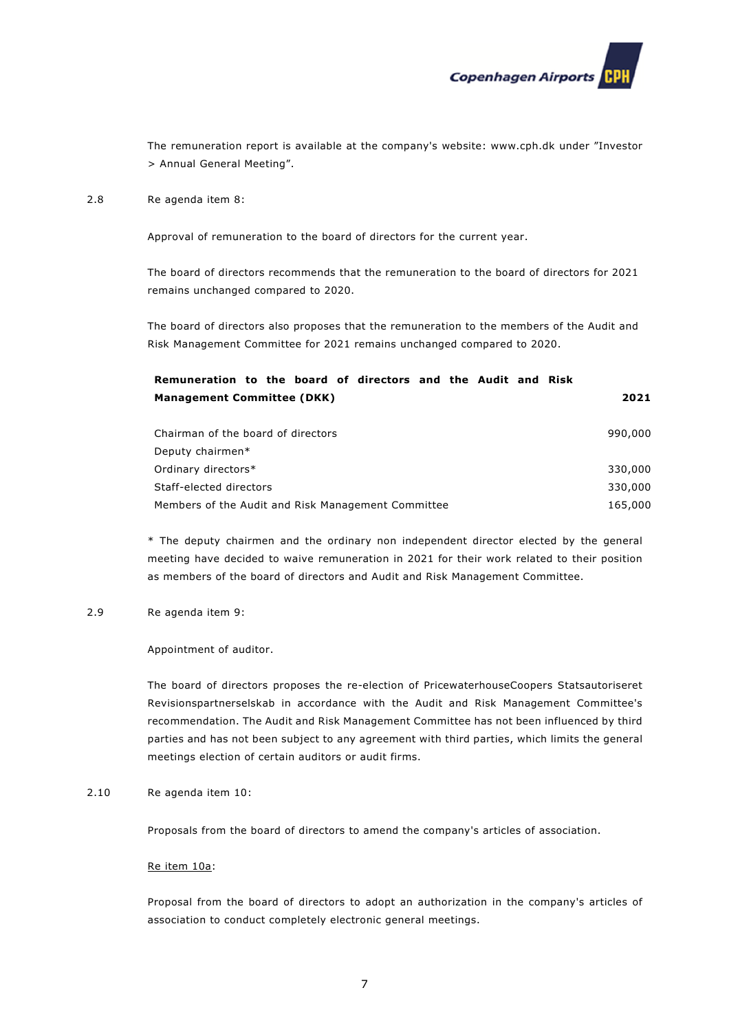The remuneration report is available at the company's website: www.cph.dk under "Investor > Annual General Meeting".

2.8 Re agenda item 8:

Approval of remuneration to the board of directors for the current year.

The board of directors recommends that the remuneration to the board of directors for 2021 remains unchanged compared to 2020.

The board of directors also proposes that the remuneration to the members of the Audit and Risk Management Committee for 2021 remains unchanged compared to 2020.

| **Remuneration to the board of directors and the Audit and Risk Management Committee (DKK)** | **2021** |
|---|---|
| Chairman of the board of directors | 990,000 |
| Deputy chairmen* | |
| Ordinary directors* | 330,000 |
| Staff-elected directors | 330,000 |
| Members of the Audit and Risk Management Committee | 165,000 |

* The deputy chairmen and the ordinary non independent director elected by the general meeting have decided to waive remuneration in 2021 for their work related to their position as members of the board of directors and Audit and Risk Management Committee.

2.9 Re agenda item 9:

Appointment of auditor.

The board of directors proposes the re-election of PricewaterhouseCoopers Statsautoriseret Revisionspartnerselskab in accordance with the Audit and Risk Management Committee's recommendation. The Audit and Risk Management Committee has not been influenced by third parties and has not been subject to any agreement with third parties, which limits the general meetings election of certain auditors or audit firms.

2.10 Re agenda item 10:

Proposals from the board of directors to amend the company's articles of association.

<u>Re item 10a</u>:

Proposal from the board of directors to adopt an authorization in the company's articles of association to conduct completely electronic general meetings.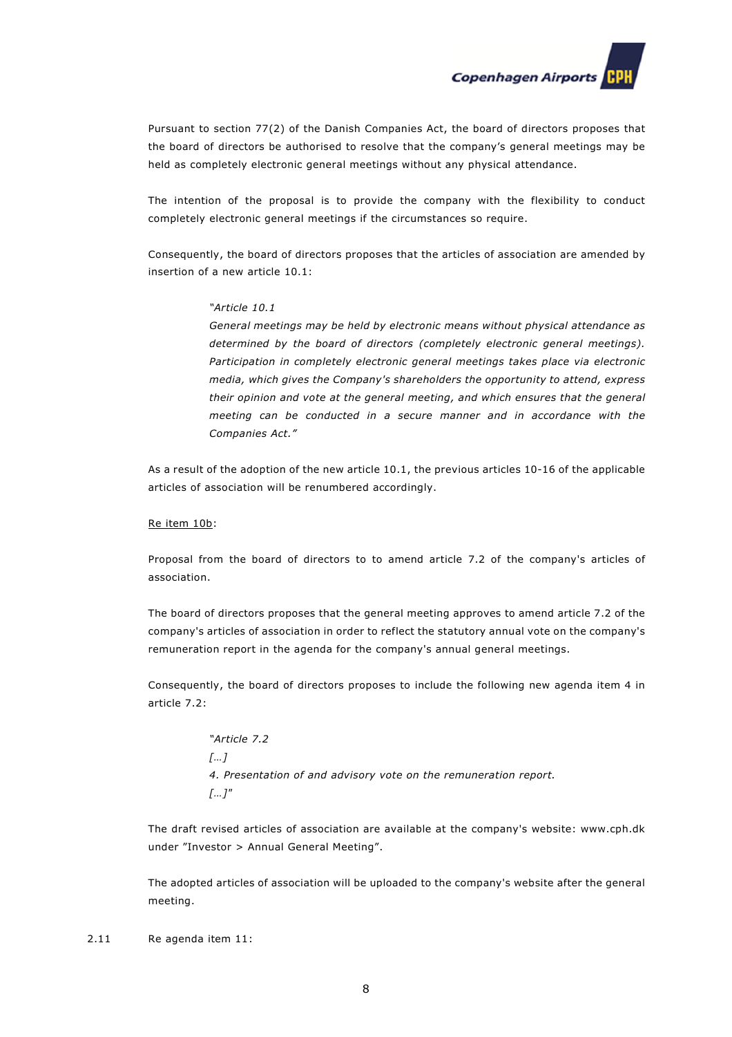Pursuant to section 77(2) of the Danish Companies Act, the board of directors proposes that the board of directors be authorised to resolve that the company's general meetings may be held as completely electronic general meetings without any physical attendance.

The intention of the proposal is to provide the company with the flexibility to conduct completely electronic general meetings if the circumstances so require.

Consequently, the board of directors proposes that the articles of association are amended by insertion of a new article 10.1:

> *"Article 10.1*
> *General meetings may be held by electronic means without physical attendance as determined by the board of directors (completely electronic general meetings). Participation in completely electronic general meetings takes place via electronic media, which gives the Company's shareholders the opportunity to attend, express their opinion and vote at the general meeting, and which ensures that the general meeting can be conducted in a secure manner and in accordance with the Companies Act."*

As a result of the adoption of the new article 10.1, the previous articles 10-16 of the applicable articles of association will be renumbered accordingly.

<u>Re item 10b</u>:

Proposal from the board of directors to to amend article 7.2 of the company's articles of association.

The board of directors proposes that the general meeting approves to amend article 7.2 of the company's articles of association in order to reflect the statutory annual vote on the company's remuneration report in the agenda for the company's annual general meetings.

Consequently, the board of directors proposes to include the following new agenda item 4 in article 7.2:

> *"Article 7.2*
> *[…]*
> *4. Presentation of and advisory vote on the remuneration report.*
> *[…]"*

The draft revised articles of association are available at the company's website: www.cph.dk under "Investor > Annual General Meeting".

The adopted articles of association will be uploaded to the company's website after the general meeting.

2.11 Re agenda item 11: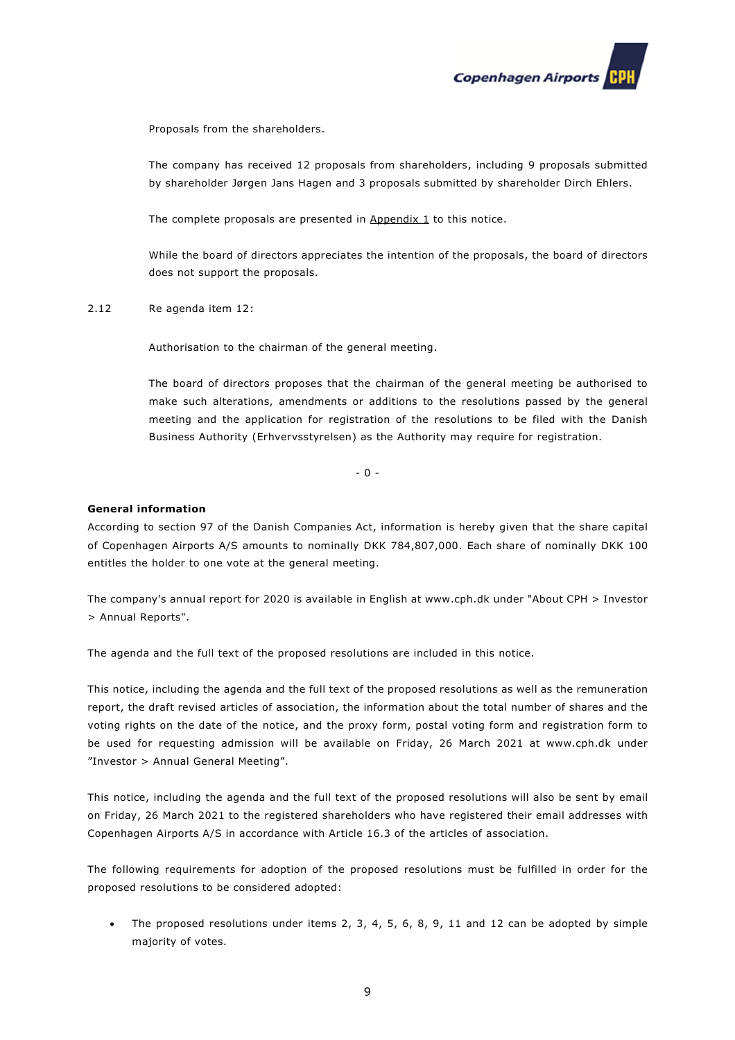Proposals from the shareholders.

The company has received 12 proposals from shareholders, including 9 proposals submitted by shareholder Jørgen Jans Hagen and 3 proposals submitted by shareholder Dirch Ehlers.

The complete proposals are presented in Appendix 1 to this notice.

While the board of directors appreciates the intention of the proposals, the board of directors does not support the proposals.

2.12 Re agenda item 12:

Authorisation to the chairman of the general meeting.

The board of directors proposes that the chairman of the general meeting be authorised to make such alterations, amendments or additions to the resolutions passed by the general meeting and the application for registration of the resolutions to be filed with the Danish Business Authority (Erhvervsstyrelsen) as the Authority may require for registration.

- 0 -

**General information**

According to section 97 of the Danish Companies Act, information is hereby given that the share capital of Copenhagen Airports A/S amounts to nominally DKK 784,807,000. Each share of nominally DKK 100 entitles the holder to one vote at the general meeting.

The company's annual report for 2020 is available in English at www.cph.dk under "About CPH > Investor > Annual Reports".

The agenda and the full text of the proposed resolutions are included in this notice.

This notice, including the agenda and the full text of the proposed resolutions as well as the remuneration report, the draft revised articles of association, the information about the total number of shares and the voting rights on the date of the notice, and the proxy form, postal voting form and registration form to be used for requesting admission will be available on Friday, 26 March 2021 at www.cph.dk under "Investor > Annual General Meeting".

This notice, including the agenda and the full text of the proposed resolutions will also be sent by email on Friday, 26 March 2021 to the registered shareholders who have registered their email addresses with Copenhagen Airports A/S in accordance with Article 16.3 of the articles of association.

The following requirements for adoption of the proposed resolutions must be fulfilled in order for the proposed resolutions to be considered adopted:

- The proposed resolutions under items 2, 3, 4, 5, 6, 8, 9, 11 and 12 can be adopted by simple majority of votes.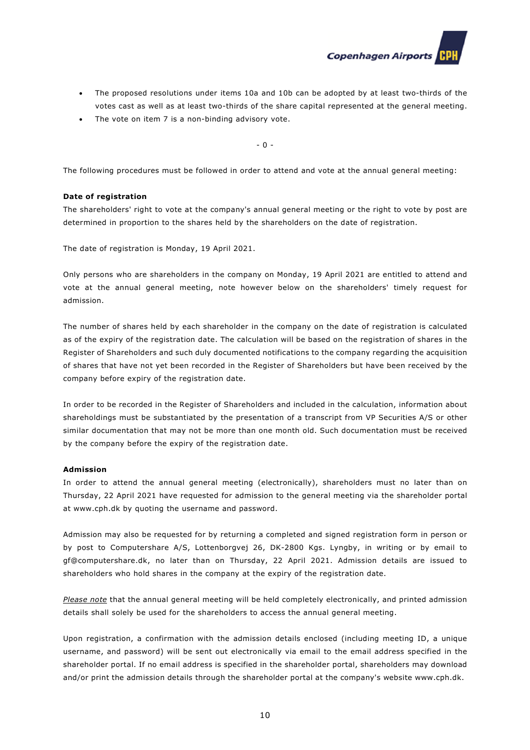- The proposed resolutions under items 10a and 10b can be adopted by at least two-thirds of the votes cast as well as at least two-thirds of the share capital represented at the general meeting.
- The vote on item 7 is a non-binding advisory vote.

- 0 -

The following procedures must be followed in order to attend and vote at the annual general meeting:

**Date of registration**

The shareholders' right to vote at the company's annual general meeting or the right to vote by post are determined in proportion to the shares held by the shareholders on the date of registration.

The date of registration is Monday, 19 April 2021.

Only persons who are shareholders in the company on Monday, 19 April 2021 are entitled to attend and vote at the annual general meeting, note however below on the shareholders' timely request for admission.

The number of shares held by each shareholder in the company on the date of registration is calculated as of the expiry of the registration date. The calculation will be based on the registration of shares in the Register of Shareholders and such duly documented notifications to the company regarding the acquisition of shares that have not yet been recorded in the Register of Shareholders but have been received by the company before expiry of the registration date.

In order to be recorded in the Register of Shareholders and included in the calculation, information about shareholdings must be substantiated by the presentation of a transcript from VP Securities A/S or other similar documentation that may not be more than one month old. Such documentation must be received by the company before the expiry of the registration date.

**Admission**

In order to attend the annual general meeting (electronically), shareholders must no later than on Thursday, 22 April 2021 have requested for admission to the general meeting via the shareholder portal at www.cph.dk by quoting the username and password.

Admission may also be requested for by returning a completed and signed registration form in person or by post to Computershare A/S, Lottenborgvej 26, DK-2800 Kgs. Lyngby, in writing or by email to gf@computershare.dk, no later than on Thursday, 22 April 2021. Admission details are issued to shareholders who hold shares in the company at the expiry of the registration date.

*Please note* that the annual general meeting will be held completely electronically, and printed admission details shall solely be used for the shareholders to access the annual general meeting.

Upon registration, a confirmation with the admission details enclosed (including meeting ID, a unique username, and password) will be sent out electronically via email to the email address specified in the shareholder portal. If no email address is specified in the shareholder portal, shareholders may download and/or print the admission details through the shareholder portal at the company's website www.cph.dk.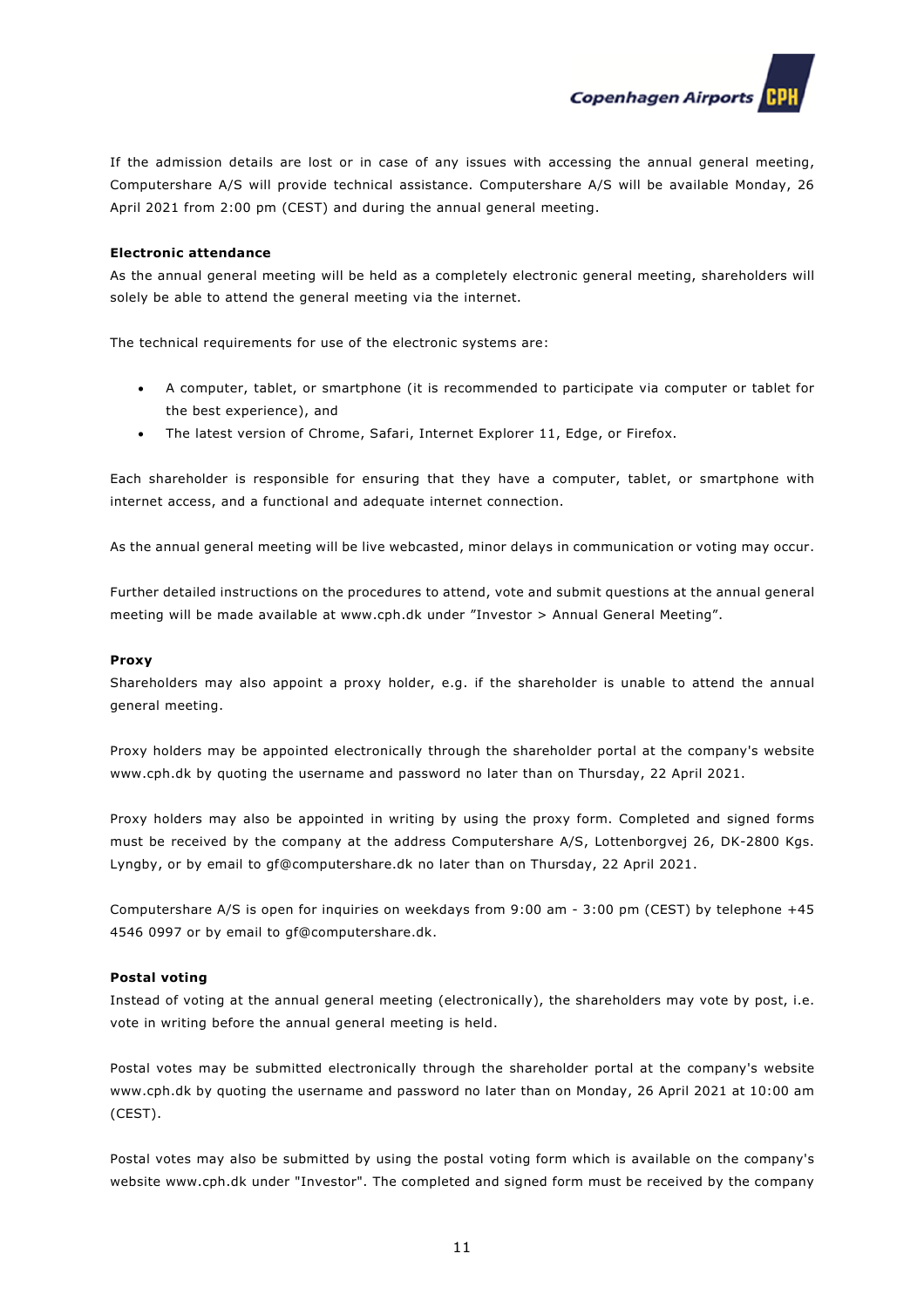If the admission details are lost or in case of any issues with accessing the annual general meeting, Computershare A/S will provide technical assistance. Computershare A/S will be available Monday, 26 April 2021 from 2:00 pm (CEST) and during the annual general meeting.

**Electronic attendance**

As the annual general meeting will be held as a completely electronic general meeting, shareholders will solely be able to attend the general meeting via the internet.

The technical requirements for use of the electronic systems are:

- A computer, tablet, or smartphone (it is recommended to participate via computer or tablet for the best experience), and
- The latest version of Chrome, Safari, Internet Explorer 11, Edge, or Firefox.

Each shareholder is responsible for ensuring that they have a computer, tablet, or smartphone with internet access, and a functional and adequate internet connection.

As the annual general meeting will be live webcasted, minor delays in communication or voting may occur.

Further detailed instructions on the procedures to attend, vote and submit questions at the annual general meeting will be made available at www.cph.dk under "Investor > Annual General Meeting".

**Proxy**

Shareholders may also appoint a proxy holder, e.g. if the shareholder is unable to attend the annual general meeting.

Proxy holders may be appointed electronically through the shareholder portal at the company's website www.cph.dk by quoting the username and password no later than on Thursday, 22 April 2021.

Proxy holders may also be appointed in writing by using the proxy form. Completed and signed forms must be received by the company at the address Computershare A/S, Lottenborgvej 26, DK-2800 Kgs. Lyngby, or by email to gf@computershare.dk no later than on Thursday, 22 April 2021.

Computershare A/S is open for inquiries on weekdays from 9:00 am - 3:00 pm (CEST) by telephone +45 4546 0997 or by email to gf@computershare.dk.

**Postal voting**

Instead of voting at the annual general meeting (electronically), the shareholders may vote by post, i.e. vote in writing before the annual general meeting is held.

Postal votes may be submitted electronically through the shareholder portal at the company's website www.cph.dk by quoting the username and password no later than on Monday, 26 April 2021 at 10:00 am (CEST).

Postal votes may also be submitted by using the postal voting form which is available on the company's website www.cph.dk under "Investor". The completed and signed form must be received by the company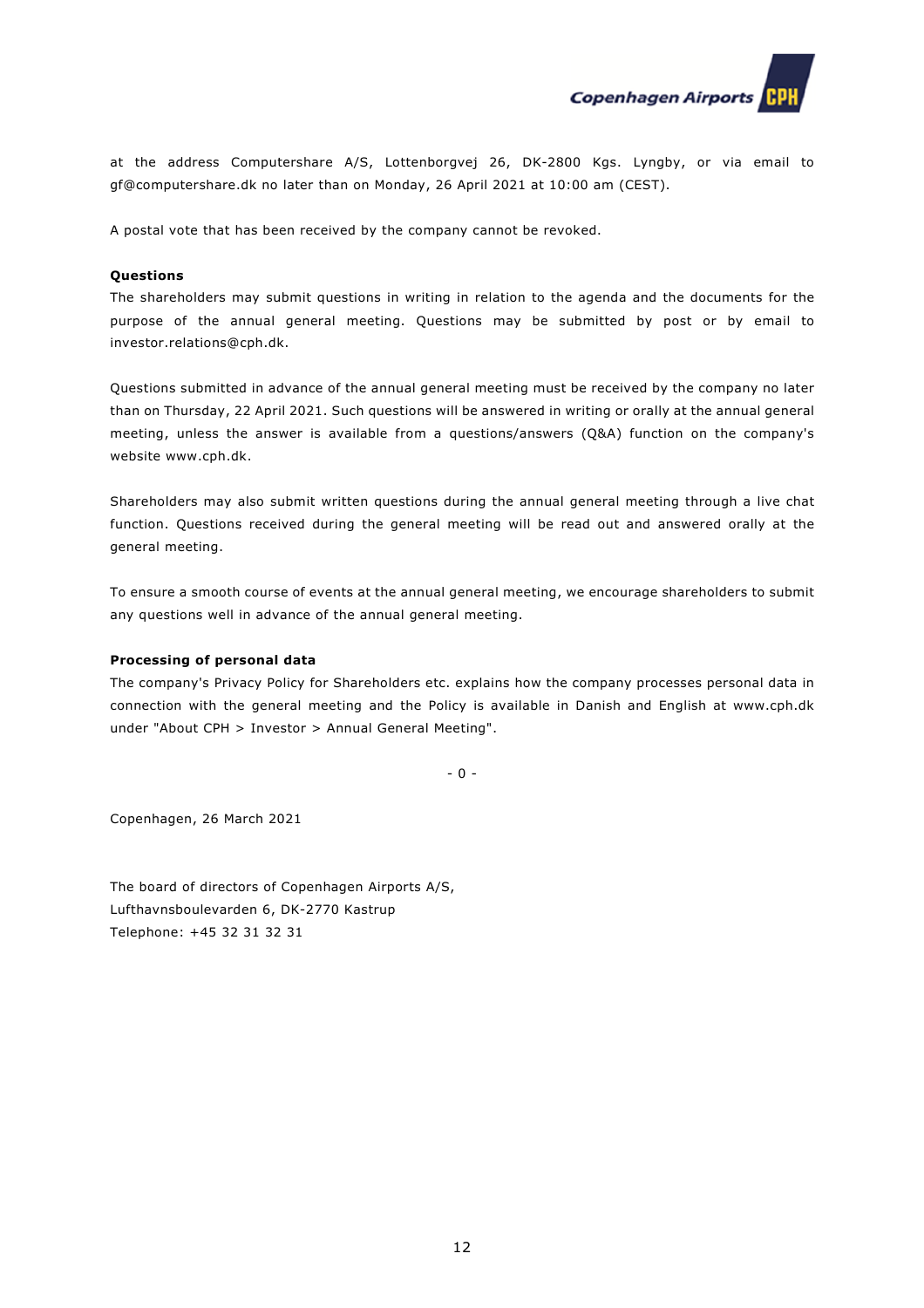at the address Computershare A/S, Lottenborgvej 26, DK-2800 Kgs. Lyngby, or via email to gf@computershare.dk no later than on Monday, 26 April 2021 at 10:00 am (CEST).

A postal vote that has been received by the company cannot be revoked.

**Questions**

The shareholders may submit questions in writing in relation to the agenda and the documents for the purpose of the annual general meeting. Questions may be submitted by post or by email to investor.relations@cph.dk.

Questions submitted in advance of the annual general meeting must be received by the company no later than on Thursday, 22 April 2021. Such questions will be answered in writing or orally at the annual general meeting, unless the answer is available from a questions/answers (Q&A) function on the company's website www.cph.dk.

Shareholders may also submit written questions during the annual general meeting through a live chat function. Questions received during the general meeting will be read out and answered orally at the general meeting.

To ensure a smooth course of events at the annual general meeting, we encourage shareholders to submit any questions well in advance of the annual general meeting.

**Processing of personal data**

The company's Privacy Policy for Shareholders etc. explains how the company processes personal data in connection with the general meeting and the Policy is available in Danish and English at www.cph.dk under "About CPH > Investor > Annual General Meeting".

- 0 -

Copenhagen, 26 March 2021

The board of directors of Copenhagen Airports A/S,
Lufthavnsboulevarden 6, DK-2770 Kastrup
Telephone: +45 32 31 32 31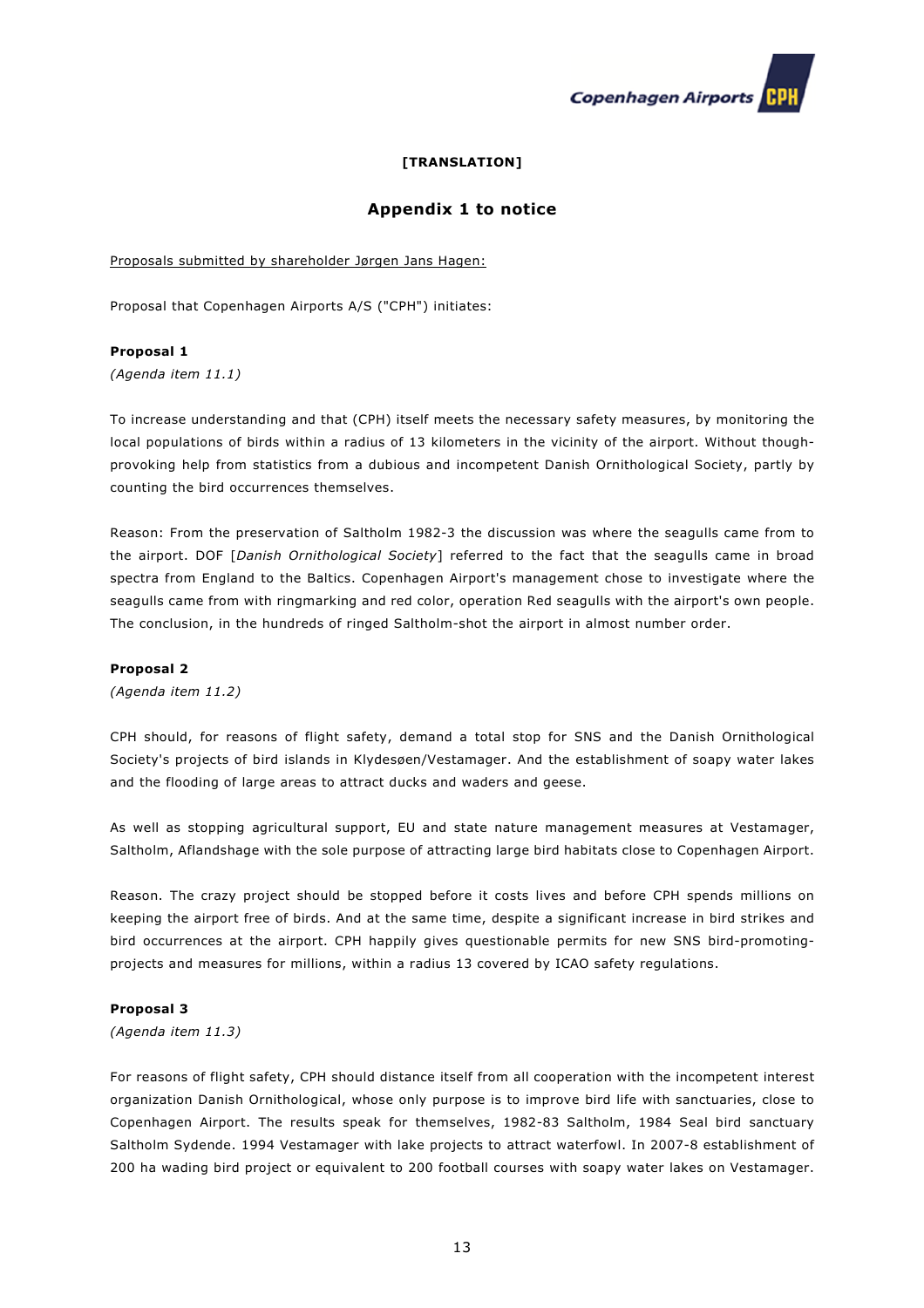**[TRANSLATION]**

## Appendix 1 to notice

Proposals submitted by shareholder Jørgen Jans Hagen:

Proposal that Copenhagen Airports A/S ("CPH") initiates:

**Proposal 1**
*(Agenda item 11.1)*

To increase understanding and that (CPH) itself meets the necessary safety measures, by monitoring the local populations of birds within a radius of 13 kilometers in the vicinity of the airport. Without though-provoking help from statistics from a dubious and incompetent Danish Ornithological Society, partly by counting the bird occurrences themselves.

Reason: From the preservation of Saltholm 1982-3 the discussion was where the seagulls came from to the airport. DOF [*Danish Ornithological Society*] referred to the fact that the seagulls came in broad spectra from England to the Baltics. Copenhagen Airport's management chose to investigate where the seagulls came from with ringmarking and red color, operation Red seagulls with the airport's own people. The conclusion, in the hundreds of ringed Saltholm-shot the airport in almost number order.

**Proposal 2**
*(Agenda item 11.2)*

CPH should, for reasons of flight safety, demand a total stop for SNS and the Danish Ornithological Society's projects of bird islands in Klydesøen/Vestamager. And the establishment of soapy water lakes and the flooding of large areas to attract ducks and waders and geese.

As well as stopping agricultural support, EU and state nature management measures at Vestamager, Saltholm, Aflandshage with the sole purpose of attracting large bird habitats close to Copenhagen Airport.

Reason. The crazy project should be stopped before it costs lives and before CPH spends millions on keeping the airport free of birds. And at the same time, despite a significant increase in bird strikes and bird occurrences at the airport. CPH happily gives questionable permits for new SNS bird-promoting-projects and measures for millions, within a radius 13 covered by ICAO safety regulations.

**Proposal 3**
*(Agenda item 11.3)*

For reasons of flight safety, CPH should distance itself from all cooperation with the incompetent interest organization Danish Ornithological, whose only purpose is to improve bird life with sanctuaries, close to Copenhagen Airport. The results speak for themselves, 1982-83 Saltholm, 1984 Seal bird sanctuary Saltholm Sydende. 1994 Vestamager with lake projects to attract waterfowl. In 2007-8 establishment of 200 ha wading bird project or equivalent to 200 football courses with soapy water lakes on Vestamager.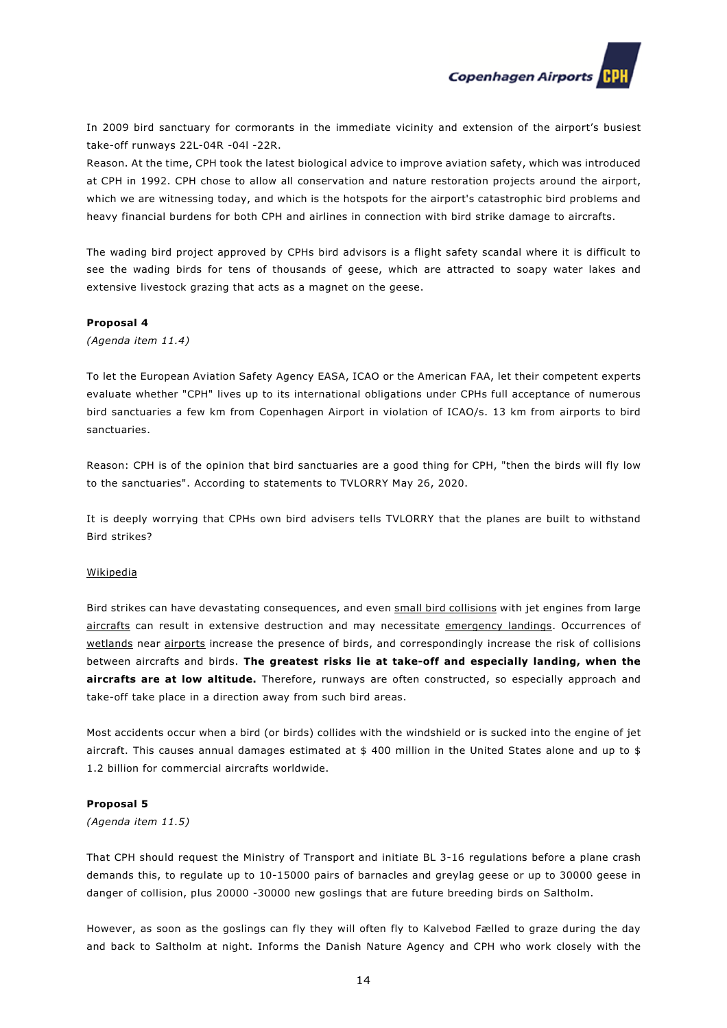In 2009 bird sanctuary for cormorants in the immediate vicinity and extension of the airport's busiest take-off runways 22L-04R -04l -22R.

Reason. At the time, CPH took the latest biological advice to improve aviation safety, which was introduced at CPH in 1992. CPH chose to allow all conservation and nature restoration projects around the airport, which we are witnessing today, and which is the hotspots for the airport's catastrophic bird problems and heavy financial burdens for both CPH and airlines in connection with bird strike damage to aircrafts.

The wading bird project approved by CPHs bird advisors is a flight safety scandal where it is difficult to see the wading birds for tens of thousands of geese, which are attracted to soapy water lakes and extensive livestock grazing that acts as a magnet on the geese.

**Proposal 4**

*(Agenda item 11.4)*

To let the European Aviation Safety Agency EASA, ICAO or the American FAA, let their competent experts evaluate whether "CPH" lives up to its international obligations under CPHs full acceptance of numerous bird sanctuaries a few km from Copenhagen Airport in violation of ICAO/s. 13 km from airports to bird sanctuaries.

Reason: CPH is of the opinion that bird sanctuaries are a good thing for CPH, "then the birds will fly low to the sanctuaries". According to statements to TVLORRY May 26, 2020.

It is deeply worrying that CPHs own bird advisers tells TVLORRY that the planes are built to withstand Bird strikes?

Wikipedia

Bird strikes can have devastating consequences, and even small bird collisions with jet engines from large aircrafts can result in extensive destruction and may necessitate emergency landings. Occurrences of wetlands near airports increase the presence of birds, and correspondingly increase the risk of collisions between aircrafts and birds. **The greatest risks lie at take-off and especially landing, when the aircrafts are at low altitude.** Therefore, runways are often constructed, so especially approach and take-off take place in a direction away from such bird areas.

Most accidents occur when a bird (or birds) collides with the windshield or is sucked into the engine of jet aircraft. This causes annual damages estimated at $ 400 million in the United States alone and up to $ 1.2 billion for commercial aircrafts worldwide.

**Proposal 5**

*(Agenda item 11.5)*

That CPH should request the Ministry of Transport and initiate BL 3-16 regulations before a plane crash demands this, to regulate up to 10-15000 pairs of barnacles and greylag geese or up to 30000 geese in danger of collision, plus 20000 -30000 new goslings that are future breeding birds on Saltholm.

However, as soon as the goslings can fly they will often fly to Kalvebod Fælled to graze during the day and back to Saltholm at night. Informs the Danish Nature Agency and CPH who work closely with the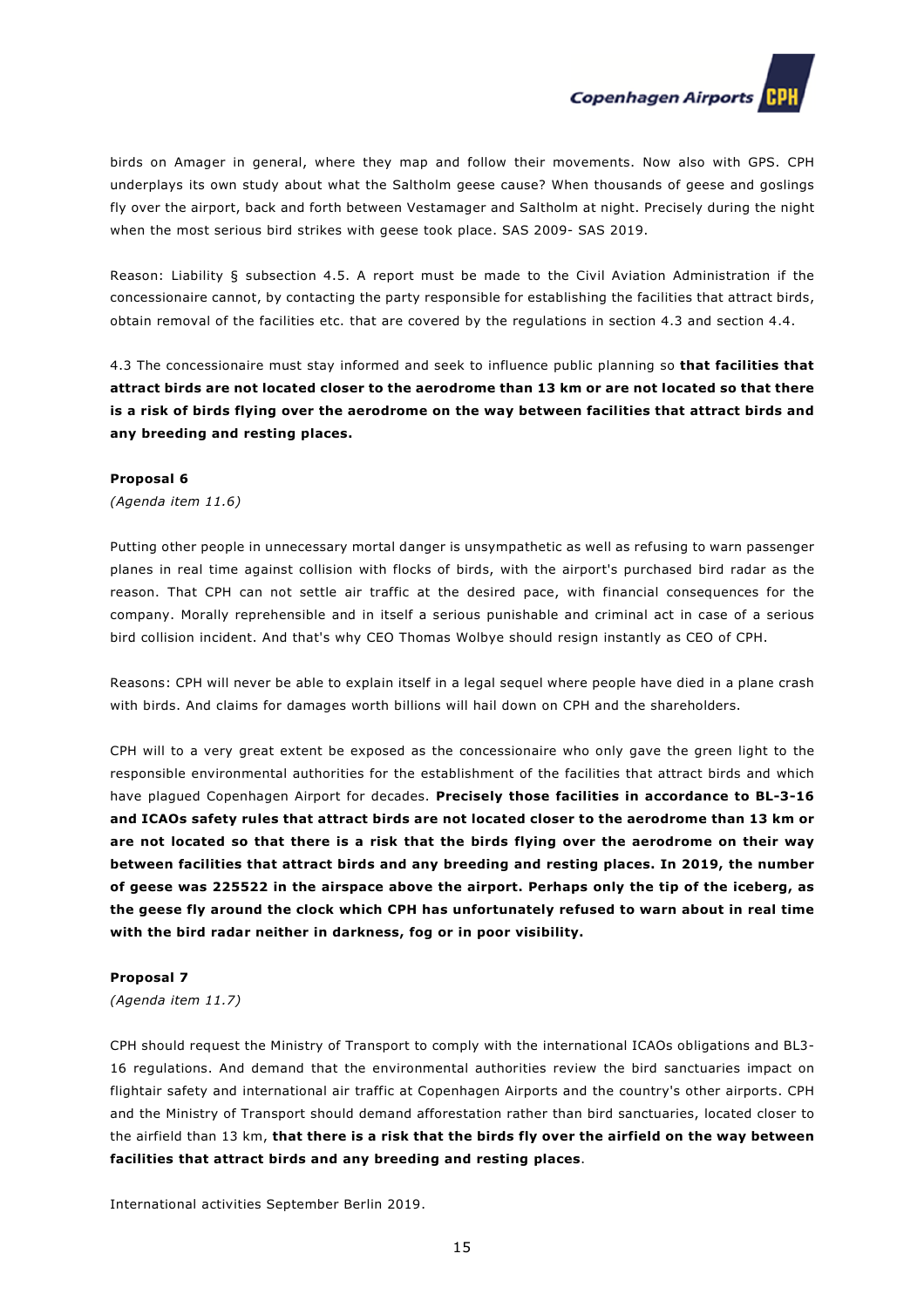birds on Amager in general, where they map and follow their movements. Now also with GPS. CPH underplays its own study about what the Saltholm geese cause? When thousands of geese and goslings fly over the airport, back and forth between Vestamager and Saltholm at night. Precisely during the night when the most serious bird strikes with geese took place. SAS 2009- SAS 2019.

Reason: Liability § subsection 4.5. A report must be made to the Civil Aviation Administration if the concessionaire cannot, by contacting the party responsible for establishing the facilities that attract birds, obtain removal of the facilities etc. that are covered by the regulations in section 4.3 and section 4.4.

4.3 The concessionaire must stay informed and seek to influence public planning so **that facilities that attract birds are not located closer to the aerodrome than 13 km or are not located so that there is a risk of birds flying over the aerodrome on the way between facilities that attract birds and any breeding and resting places.**

**Proposal 6**

*(Agenda item 11.6)*

Putting other people in unnecessary mortal danger is unsympathetic as well as refusing to warn passenger planes in real time against collision with flocks of birds, with the airport's purchased bird radar as the reason. That CPH can not settle air traffic at the desired pace, with financial consequences for the company. Morally reprehensible and in itself a serious punishable and criminal act in case of a serious bird collision incident. And that's why CEO Thomas Wolbye should resign instantly as CEO of CPH.

Reasons: CPH will never be able to explain itself in a legal sequel where people have died in a plane crash with birds. And claims for damages worth billions will hail down on CPH and the shareholders.

CPH will to a very great extent be exposed as the concessionaire who only gave the green light to the responsible environmental authorities for the establishment of the facilities that attract birds and which have plagued Copenhagen Airport for decades. **Precisely those facilities in accordance to BL-3-16 and ICAOs safety rules that attract birds are not located closer to the aerodrome than 13 km or are not located so that there is a risk that the birds flying over the aerodrome on their way between facilities that attract birds and any breeding and resting places. In 2019, the number of geese was 225522 in the airspace above the airport. Perhaps only the tip of the iceberg, as the geese fly around the clock which CPH has unfortunately refused to warn about in real time with the bird radar neither in darkness, fog or in poor visibility.**

**Proposal 7**

*(Agenda item 11.7)*

CPH should request the Ministry of Transport to comply with the international ICAOs obligations and BL3-16 regulations. And demand that the environmental authorities review the bird sanctuaries impact on flightair safety and international air traffic at Copenhagen Airports and the country's other airports. CPH and the Ministry of Transport should demand afforestation rather than bird sanctuaries, located closer to the airfield than 13 km, **that there is a risk that the birds fly over the airfield on the way between facilities that attract birds and any breeding and resting places**.

International activities September Berlin 2019.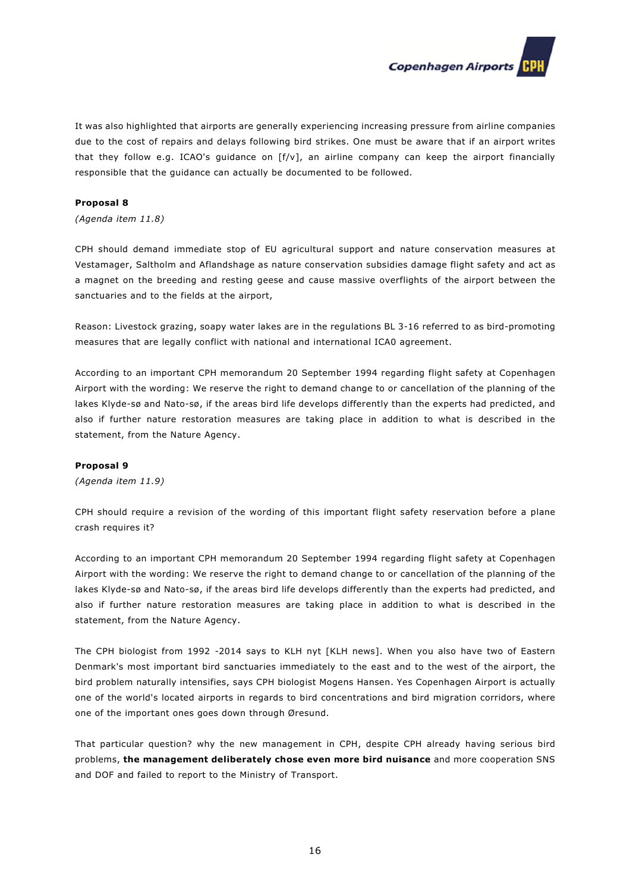It was also highlighted that airports are generally experiencing increasing pressure from airline companies due to the cost of repairs and delays following bird strikes. One must be aware that if an airport writes that they follow e.g. ICAO's guidance on [f/v], an airline company can keep the airport financially responsible that the guidance can actually be documented to be followed.

**Proposal 8**

*(Agenda item 11.8)*

CPH should demand immediate stop of EU agricultural support and nature conservation measures at Vestamager, Saltholm and Aflandshage as nature conservation subsidies damage flight safety and act as a magnet on the breeding and resting geese and cause massive overflights of the airport between the sanctuaries and to the fields at the airport,

Reason: Livestock grazing, soapy water lakes are in the regulations BL 3-16 referred to as bird-promoting measures that are legally conflict with national and international ICA0 agreement.

According to an important CPH memorandum 20 September 1994 regarding flight safety at Copenhagen Airport with the wording: We reserve the right to demand change to or cancellation of the planning of the lakes Klyde-sø and Nato-sø, if the areas bird life develops differently than the experts had predicted, and also if further nature restoration measures are taking place in addition to what is described in the statement, from the Nature Agency.

**Proposal 9**

*(Agenda item 11.9)*

CPH should require a revision of the wording of this important flight safety reservation before a plane crash requires it?

According to an important CPH memorandum 20 September 1994 regarding flight safety at Copenhagen Airport with the wording: We reserve the right to demand change to or cancellation of the planning of the lakes Klyde-sø and Nato-sø, if the areas bird life develops differently than the experts had predicted, and also if further nature restoration measures are taking place in addition to what is described in the statement, from the Nature Agency.

The CPH biologist from 1992 -2014 says to KLH nyt [KLH news]. When you also have two of Eastern Denmark's most important bird sanctuaries immediately to the east and to the west of the airport, the bird problem naturally intensifies, says CPH biologist Mogens Hansen. Yes Copenhagen Airport is actually one of the world's located airports in regards to bird concentrations and bird migration corridors, where one of the important ones goes down through Øresund.

That particular question? why the new management in CPH, despite CPH already having serious bird problems, **the management deliberately chose even more bird nuisance** and more cooperation SNS and DOF and failed to report to the Ministry of Transport.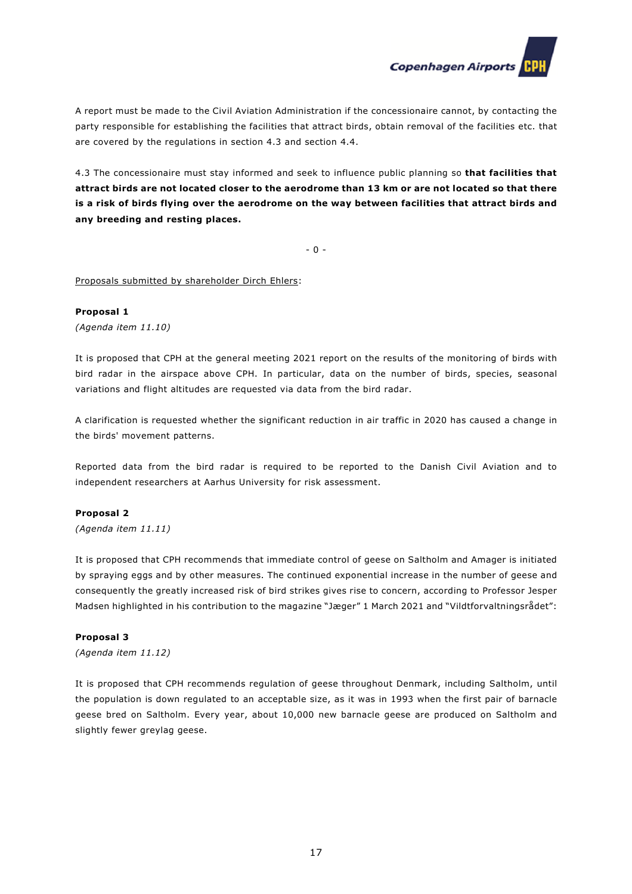A report must be made to the Civil Aviation Administration if the concessionaire cannot, by contacting the party responsible for establishing the facilities that attract birds, obtain removal of the facilities etc. that are covered by the regulations in section 4.3 and section 4.4.

4.3 The concessionaire must stay informed and seek to influence public planning so **that facilities that attract birds are not located closer to the aerodrome than 13 km or are not located so that there is a risk of birds flying over the aerodrome on the way between facilities that attract birds and any breeding and resting places.**

- 0 -

Proposals submitted by shareholder Dirch Ehlers:

**Proposal 1**

*(Agenda item 11.10)*

It is proposed that CPH at the general meeting 2021 report on the results of the monitoring of birds with bird radar in the airspace above CPH. In particular, data on the number of birds, species, seasonal variations and flight altitudes are requested via data from the bird radar.

A clarification is requested whether the significant reduction in air traffic in 2020 has caused a change in the birds' movement patterns.

Reported data from the bird radar is required to be reported to the Danish Civil Aviation and to independent researchers at Aarhus University for risk assessment.

**Proposal 2**

*(Agenda item 11.11)*

It is proposed that CPH recommends that immediate control of geese on Saltholm and Amager is initiated by spraying eggs and by other measures. The continued exponential increase in the number of geese and consequently the greatly increased risk of bird strikes gives rise to concern, according to Professor Jesper Madsen highlighted in his contribution to the magazine "Jæger" 1 March 2021 and "Vildtforvaltningsrådet":

**Proposal 3**

*(Agenda item 11.12)*

It is proposed that CPH recommends regulation of geese throughout Denmark, including Saltholm, until the population is down regulated to an acceptable size, as it was in 1993 when the first pair of barnacle geese bred on Saltholm. Every year, about 10,000 new barnacle geese are produced on Saltholm and slightly fewer greylag geese.